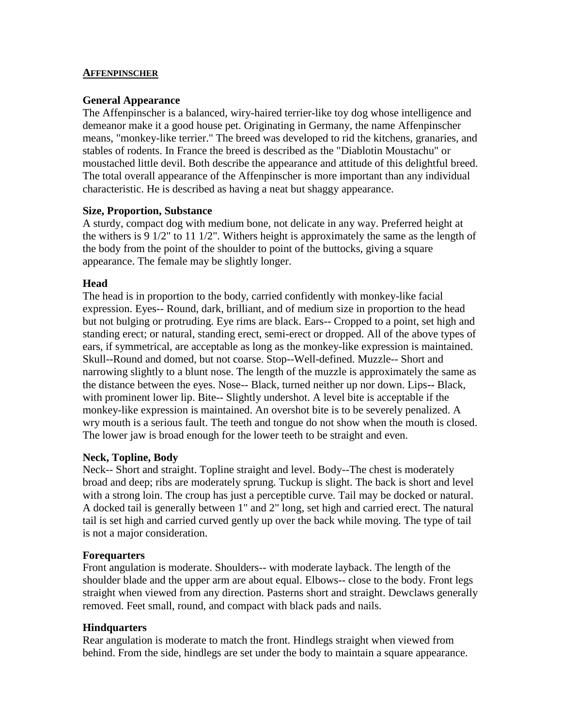# AFFENPINSCHER

## General Appearance

The Affenpinscher is a balanced, wiry-haired terrier-like toy dog whose intelligence and demeanor make it a good house pet. Originating in Germany, the name Affenpinscher means, "monkey-like terrier." The breed was developed to rid the kitchens, granaries, and stables of rodents. In France the breed is described as the "Diablotin Moustachu" or moustached little devil. Both describe the appearance and attitude of this delightful breed. The total overall appearance of the Affenpinscher is more important than any individual characteristic. He is described as having a neat but shaggy appearance.

## Size, Proportion, Substance

A sturdy, compact dog with medium bone, not delicate in any way. Preferred height at the withers is 9 1/2" to 11 1/2". Withers height is approximately the same as the length of the body from the point of the shoulder to point of the buttocks, giving a square appearance. The female may be slightly longer.

## Head

The head is in proportion to the body, carried confidently with monkey-like facial expression. Eyes-- Round, dark, brilliant, and of medium size in proportion to the head but not bulging or protruding. Eye rims are black. Ears-- Cropped to a point, set high and standing erect; or natural, standing erect, semi-erect or dropped. All of the above types of ears, if symmetrical, are acceptable as long as the monkey-like expression is maintained. Skull--Round and domed, but not coarse. Stop--Well-defined. Muzzle-- Short and narrowing slightly to a blunt nose. The length of the muzzle is approximately the same as the distance between the eyes. Nose-- Black, turned neither up nor down. Lips-- Black, with prominent lower lip. Bite-- Slightly undershot. A level bite is acceptable if the monkey-like expression is maintained. An overshot bite is to be severely penalized. A wry mouth is a serious fault. The teeth and tongue do not show when the mouth is closed. The lower jaw is broad enough for the lower teeth to be straight and even.

## Neck, Topline, Body

Neck-- Short and straight. Topline straight and level. Body--The chest is moderately broad and deep; ribs are moderately sprung. Tuckup is slight. The back is short and level with a strong loin. The croup has just a perceptible curve. Tail may be docked or natural. A docked tail is generally between 1" and 2" long, set high and carried erect. The natural tail is set high and carried curved gently up over the back while moving. The type of tail is not a major consideration.

## Forequarters

Front angulation is moderate. Shoulders-- with moderate layback. The length of the shoulder blade and the upper arm are about equal. Elbows-- close to the body. Front legs straight when viewed from any direction. Pasterns short and straight. Dewclaws generally removed. Feet small, round, and compact with black pads and nails.

## Hindquarters

Rear angulation is moderate to match the front. Hindlegs straight when viewed from behind. From the side, hindlegs are set under the body to maintain a square appearance.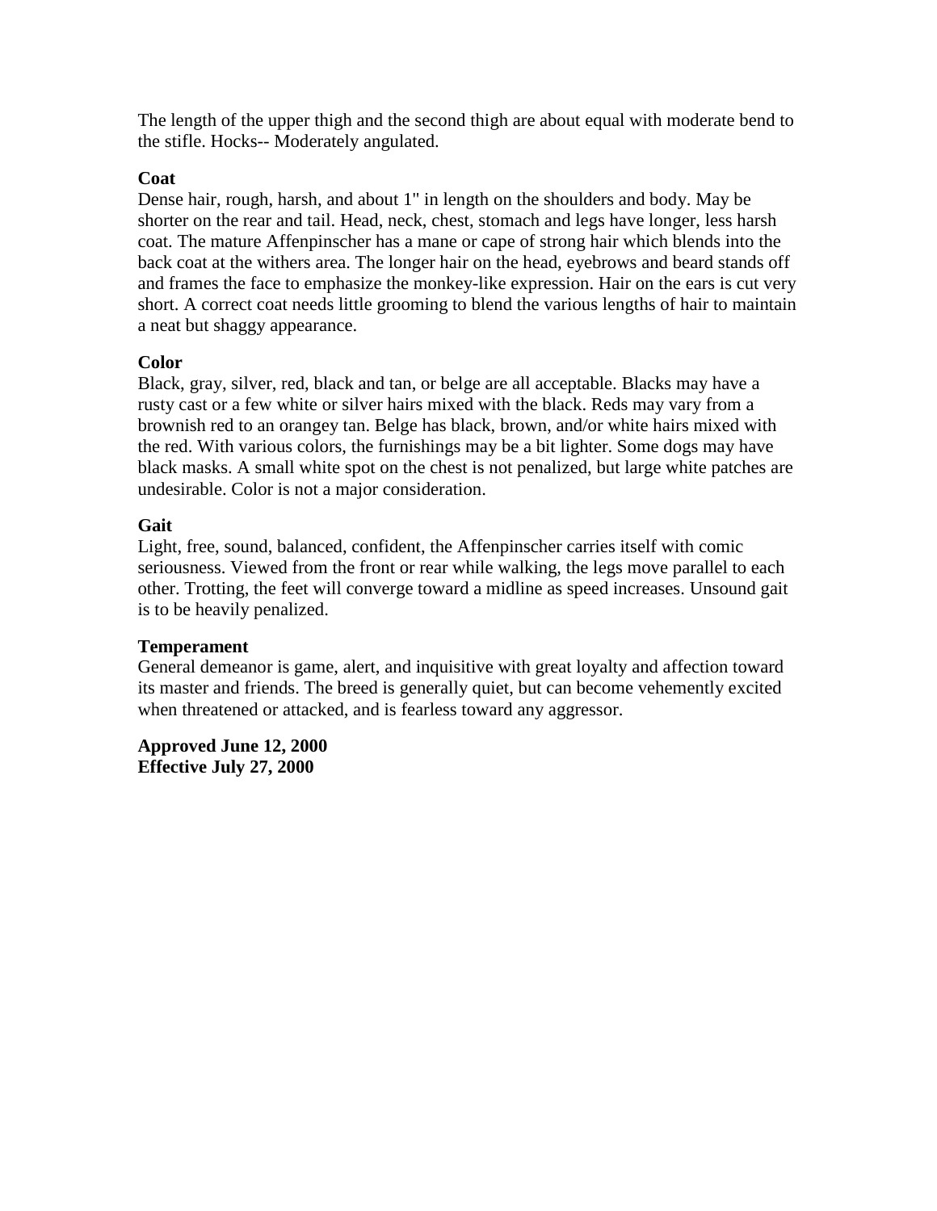The length of the upper thigh and the second thigh are about equal with moderate bend to the stifle. Hocks-- Moderately angulated.

**Coat**
Dense hair, rough, harsh, and about 1" in length on the shoulders and body. May be shorter on the rear and tail. Head, neck, chest, stomach and legs have longer, less harsh coat. The mature Affenpinscher has a mane or cape of strong hair which blends into the back coat at the withers area. The longer hair on the head, eyebrows and beard stands off and frames the face to emphasize the monkey-like expression. Hair on the ears is cut very short. A correct coat needs little grooming to blend the various lengths of hair to maintain a neat but shaggy appearance.

**Color**
Black, gray, silver, red, black and tan, or belge are all acceptable. Blacks may have a rusty cast or a few white or silver hairs mixed with the black. Reds may vary from a brownish red to an orangey tan. Belge has black, brown, and/or white hairs mixed with the red. With various colors, the furnishings may be a bit lighter. Some dogs may have black masks. A small white spot on the chest is not penalized, but large white patches are undesirable. Color is not a major consideration.

**Gait**
Light, free, sound, balanced, confident, the Affenpinscher carries itself with comic seriousness. Viewed from the front or rear while walking, the legs move parallel to each other. Trotting, the feet will converge toward a midline as speed increases. Unsound gait is to be heavily penalized.

**Temperament**
General demeanor is game, alert, and inquisitive with great loyalty and affection toward its master and friends. The breed is generally quiet, but can become vehemently excited when threatened or attacked, and is fearless toward any aggressor.

**Approved June 12, 2000**
**Effective July 27, 2000**